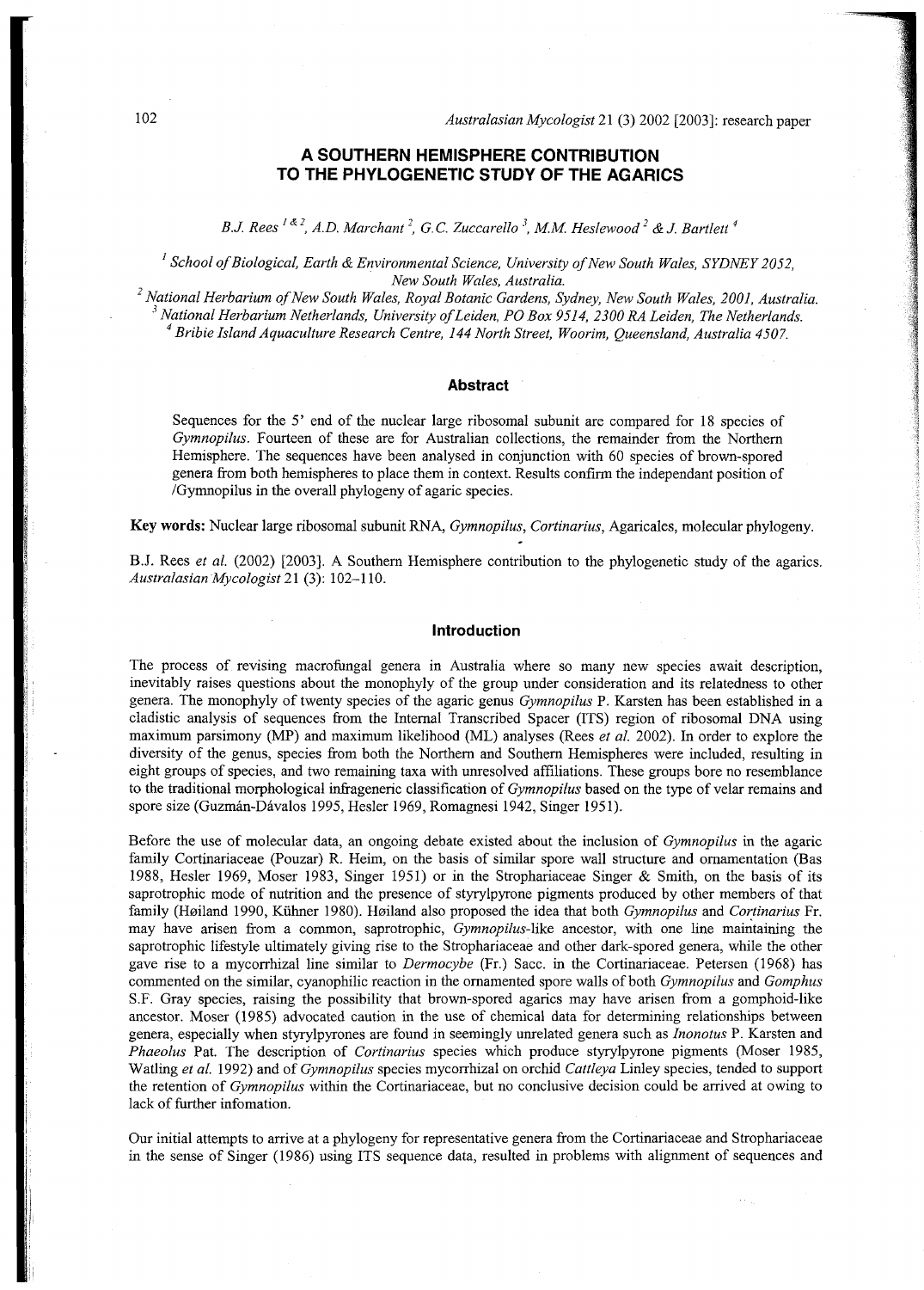# A SOUTHERN HEMISPHERE CONTRIBUTION TO THE PHYLOGENETIC STUDY OF THE AGARICS

*B.J. Rees [1 & 2], A.D. Marchant [2], G.C. Zuccarello [3], M.M. Heslewood [2] & J. Bartlett [4]*

[1] *School of Biological, Earth & Environmental Science, University of New South Wales, SYDNEY 2052, New South Wales, Australia.*
[2] *National Herbarium of New South Wales, Royal Botanic Gardens, Sydney, New South Wales, 2001, Australia.*
[3] *National Herbarium Netherlands, University of Leiden, PO Box 9514, 2300 RA Leiden, The Netherlands.*
[4] *Bribie Island Aquaculture Research Centre, 144 North Street, Woorim, Queensland, Australia 4507.*

## Abstract

Sequences for the 5' end of the nuclear large ribosomal subunit are compared for 18 species of *Gymnopilus*. Fourteen of these are for Australian collections, the remainder from the Northern Hemisphere. The sequences have been analysed in conjunction with 60 species of brown-spored genera from both hemispheres to place them in context. Results confirm the independant position of /Gymnopilus in the overall phylogeny of agaric species.

**Key words:** Nuclear large ribosomal subunit RNA, *Gymnopilus*, *Cortinarius*, Agaricales, molecular phylogeny.

B.J. Rees *et al.* (2002) [2003]. A Southern Hemisphere contribution to the phylogenetic study of the agarics. *Australasian Mycologist* 21 (3): 102–110.

## Introduction

The process of revising macrofungal genera in Australia where so many new species await description, inevitably raises questions about the monophyly of the group under consideration and its relatedness to other genera. The monophyly of twenty species of the agaric genus *Gymnopilus* P. Karsten has been established in a cladistic analysis of sequences from the Internal Transcribed Spacer (ITS) region of ribosomal DNA using maximum parsimony (MP) and maximum likelihood (ML) analyses (Rees *et al.* 2002). In order to explore the diversity of the genus, species from both the Northern and Southern Hemispheres were included, resulting in eight groups of species, and two remaining taxa with unresolved affiliations. These groups bore no resemblance to the traditional morphological infrageneric classification of *Gymnopilus* based on the type of velar remains and spore size (Guzmán-Dávalos 1995, Hesler 1969, Romagnesi 1942, Singer 1951).

Before the use of molecular data, an ongoing debate existed about the inclusion of *Gymnopilus* in the agaric family Cortinariaceae (Pouzar) R. Heim, on the basis of similar spore wall structure and ornamentation (Bas 1988, Hesler 1969, Moser 1983, Singer 1951) or in the Strophariaceae Singer & Smith, on the basis of its saprotrophic mode of nutrition and the presence of styrylpyrone pigments produced by other members of that family (Høiland 1990, Kühner 1980). Høiland also proposed the idea that both *Gymnopilus* and *Cortinarius* Fr. may have arisen from a common, saprotrophic, *Gymnopilus*-like ancestor, with one line maintaining the saprotrophic lifestyle ultimately giving rise to the Strophariaceae and other dark-spored genera, while the other gave rise to a mycorrhizal line similar to *Dermocybe* (Fr.) Sacc. in the Cortinariaceae. Petersen (1968) has commented on the similar, cyanophilic reaction in the ornamented spore walls of both *Gymnopilus* and *Gomphus* S.F. Gray species, raising the possibility that brown-spored agarics may have arisen from a gomphoid-like ancestor. Moser (1985) advocated caution in the use of chemical data for determining relationships between genera, especially when styrylpyrones are found in seemingly unrelated genera such as *Inonotus* P. Karsten and *Phaeolus* Pat. The description of *Cortinarius* species which produce styrylpyrone pigments (Moser 1985, Watling *et al.* 1992) and of *Gymnopilus* species mycorrhizal on orchid *Cattleya* Linley species, tended to support the retention of *Gymnopilus* within the Cortinariaceae, but no conclusive decision could be arrived at owing to lack of further infomation.

Our initial attempts to arrive at a phylogeny for representative genera from the Cortinariaceae and Strophariaceae in the sense of Singer (1986) using ITS sequence data, resulted in problems with alignment of sequences and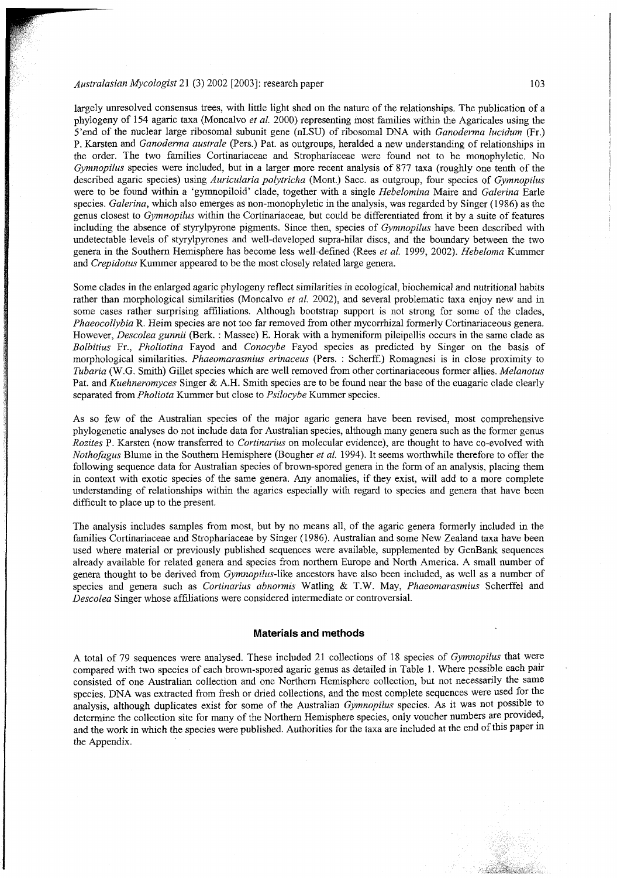largely unresolved consensus trees, with little light shed on the nature of the relationships. The publication of a phylogeny of 154 agaric taxa (Moncalvo *et al.* 2000) representing most families within the Agaricales using the 5'end of the nuclear large ribosomal subunit gene (nLSU) of ribosomal DNA with *Ganoderma lucidum* (Fr.) P. Karsten and *Ganoderma australe* (Pers.) Pat. as outgroups, heralded a new understanding of relationships in the order. The two families Cortinariaceae and Strophariaceae were found not to be monophyletic. No *Gymnopilus* species were included, but in a larger more recent analysis of 877 taxa (roughly one tenth of the described agaric species) using *Auricularia polytricha* (Mont.) Sacc. as outgroup, four species of *Gymnopilus* were to be found within a 'gymnopiloid' clade, together with a single *Hebelomina* Maire and *Galerina* Earle species. *Galerina*, which also emerges as non-monophyletic in the analysis, was regarded by Singer (1986) as the genus closest to *Gymnopilus* within the Cortinariaceae, but could be differentiated from it by a suite of features including the absence of styrylpyrone pigments. Since then, species of *Gymnopilus* have been described with undetectable levels of styrylpyrones and well-developed supra-hilar discs, and the boundary between the two genera in the Southern Hemisphere has become less well-defined (Rees *et al.* 1999, 2002). *Hebeloma* Kummer and *Crepidotus* Kummer appeared to be the most closely related large genera.

Some clades in the enlarged agaric phylogeny reflect similarities in ecological, biochemical and nutritional habits rather than morphological similarities (Moncalvo *et al.* 2002), and several problematic taxa enjoy new and in some cases rather surprising affiliations. Although bootstrap support is not strong for some of the clades, *Phaeocollybia* R. Heim species are not too far removed from other mycorrhizal formerly Cortinariaceous genera. However, *Descolea gunnii* (Berk. : Massee) E. Horak with a hymeniform pileipellis occurs in the same clade as *Bolbitius* Fr., *Pholiotina* Fayod and *Conocybe* Fayod species as predicted by Singer on the basis of morphological similarities. *Phaeomarasmius erinaceus* (Pers. : Scherff.) Romagnesi is in close proximity to *Tubaria* (W.G. Smith) Gillet species which are well removed from other cortinariaceous former allies. *Melanotus* Pat. and *Kuehneromyces* Singer & A.H. Smith species are to be found near the base of the euagaric clade clearly separated from *Pholiota* Kummer but close to *Psilocybe* Kummer species.

As so few of the Australian species of the major agaric genera have been revised, most comprehensive phylogenetic analyses do not include data for Australian species, although many genera such as the former genus *Rozites* P. Karsten (now transferred to *Cortinarius* on molecular evidence), are thought to have co-evolved with *Nothofagus* Blume in the Southern Hemisphere (Bougher *et al.* 1994). It seems worthwhile therefore to offer the following sequence data for Australian species of brown-spored genera in the form of an analysis, placing them in context with exotic species of the same genera. Any anomalies, if they exist, will add to a more complete understanding of relationships within the agarics especially with regard to species and genera that have been difficult to place up to the present.

The analysis includes samples from most, but by no means all, of the agaric genera formerly included in the families Cortinariaceae and Strophariaceae by Singer (1986). Australian and some New Zealand taxa have been used where material or previously published sequences were available, supplemented by GenBank sequences already available for related genera and species from northern Europe and North America. A small number of genera thought to be derived from *Gymnopilus*-like ancestors have also been included, as well as a number of species and genera such as *Cortinarius abnormis* Watling & T.W. May, *Phaeomarasmius* Scherffel and *Descolea* Singer whose affiliations were considered intermediate or controversial.

## Materials and methods

A total of 79 sequences were analysed. These included 21 collections of 18 species of *Gymnopilus* that were compared with two species of each brown-spored agaric genus as detailed in Table 1. Where possible each pair consisted of one Australian collection and one Northern Hemisphere collection, but not necessarily the same species. DNA was extracted from fresh or dried collections, and the most complete sequences were used for the analysis, although duplicates exist for some of the Australian *Gymnopilus* species. As it was not possible to determine the collection site for many of the Northern Hemisphere species, only voucher numbers are provided, and the work in which the species were published. Authorities for the taxa are included at the end of this paper in the Appendix.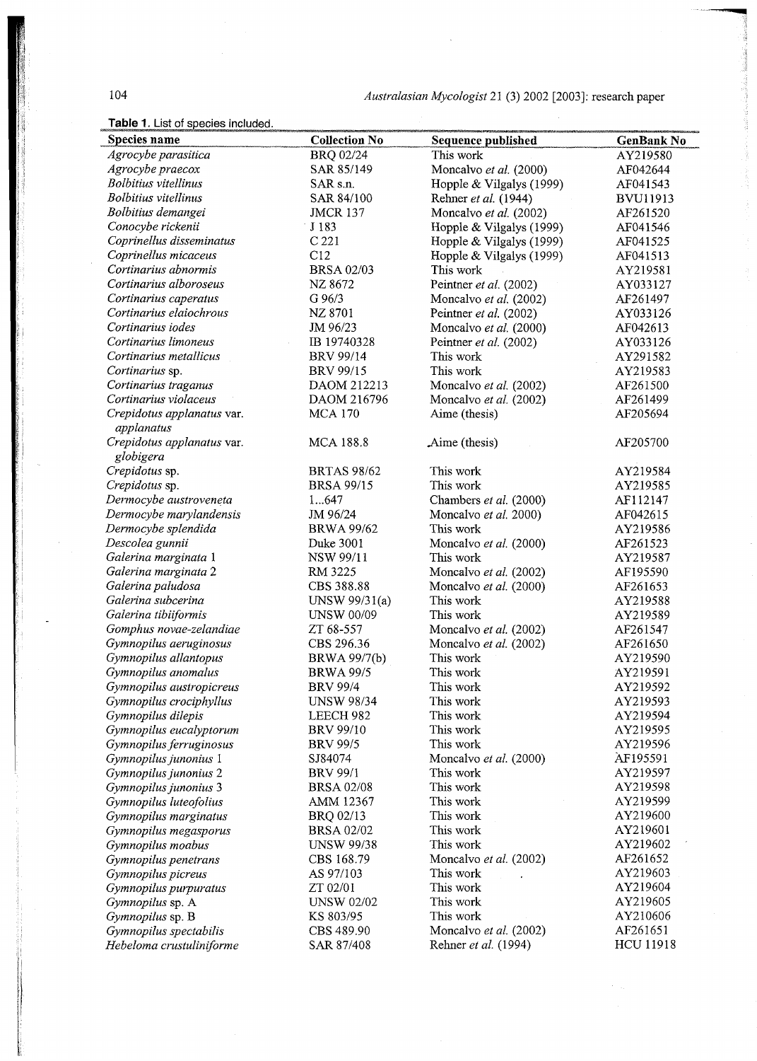**Table 1.** List of species included.

| Species name | Collection No | Sequence published | GenBank No |
|---|---|---|---|
| *Agrocybe parasitica* | BRQ 02/24 | This work | AY219580 |
| *Agrocybe praecox* | SAR 85/149 | Moncalvo *et al.* (2000) | AF042644 |
| *Bolbitius vitellinus* | SAR s.n. | Hopple & Vilgalys (1999) | AF041543 |
| *Bolbitius vitellinus* | SAR 84/100 | Rehner *et al.* (1944) | BVU11913 |
| *Bolbitius demangei* | JMCR 137 | Moncalvo *et al.* (2002) | AF261520 |
| *Conocybe rickenii* | J 183 | Hopple & Vilgalys (1999) | AF041546 |
| *Coprinellus disseminatus* | C 221 | Hopple & Vilgalys (1999) | AF041525 |
| *Coprinellus micaceus* | C12 | Hopple & Vilgalys (1999) | AF041513 |
| *Cortinarius abnormis* | BRSA 02/03 | This work | AY219581 |
| *Cortinarius alboroseus* | NZ 8672 | Peintner *et al.* (2002) | AY033127 |
| *Cortinarius caperatus* | G 96/3 | Moncalvo *et al.* (2002) | AF261497 |
| *Cortinarius elaiochrous* | NZ 8701 | Peintner *et al.* (2002) | AY033126 |
| *Cortinarius iodes* | JM 96/23 | Moncalvo *et al.* (2000) | AF042613 |
| *Cortinarius limoneus* | IB 19740328 | Peintner *et al.* (2002) | AY033126 |
| *Cortinarius metallicus* | BRV 99/14 | This work | AY291582 |
| *Cortinarius* sp. | BRV 99/15 | This work | AY219583 |
| *Cortinarius traganus* | DAOM 212213 | Moncalvo *et al.* (2002) | AF261500 |
| *Cortinarius violaceus* | DAOM 216796 | Moncalvo *et al.* (2002) | AF261499 |
| *Crepidotus applanatus* var. *applanatus* | MCA 170 | Aime (thesis) | AF205694 |
| *Crepidotus applanatus* var. *globigera* | MCA 188.8 | Aime (thesis) | AF205700 |
| *Crepidotus* sp. | BRTAS 98/62 | This work | AY219584 |
| *Crepidotus* sp. | BRSA 99/15 | This work | AY219585 |
| *Dermocybe austroveneta* | 1...647 | Chambers *et al.* (2000) | AF112147 |
| *Dermocybe marylandensis* | JM 96/24 | Moncalvo *et al.* 2000) | AF042615 |
| *Dermocybe splendida* | BRWA 99/62 | This work | AY219586 |
| *Descolea gunnii* | Duke 3001 | Moncalvo *et al.* (2000) | AF261523 |
| *Galerina marginata* 1 | NSW 99/11 | This work | AY219587 |
| *Galerina marginata* 2 | RM 3225 | Moncalvo *et al.* (2002) | AF195590 |
| *Galerina paludosa* | CBS 388.88 | Moncalvo *et al.* (2000) | AF261653 |
| *Galerina subcerina* | UNSW 99/31(a) | This work | AY219588 |
| *Galerina tibiiformis* | UNSW 00/09 | This work | AY219589 |
| *Gomphus novae-zelandiae* | ZT 68-557 | Moncalvo *et al.* (2002) | AF261547 |
| *Gymnopilus aeruginosus* | CBS 296.36 | Moncalvo *et al.* (2002) | AF261650 |
| *Gymnopilus allantopus* | BRWA 99/7(b) | This work | AY219590 |
| *Gymnopilus anomalus* | BRWA 99/5 | This work | AY219591 |
| *Gymnopilus austropicreus* | BRV 99/4 | This work | AY219592 |
| *Gymnopilus crociphyllus* | UNSW 98/34 | This work | AY219593 |
| *Gymnopilus dilepis* | LEECH 982 | This work | AY219594 |
| *Gymnopilus eucalyptorum* | BRV 99/10 | This work | AY219595 |
| *Gymnopilus ferruginosus* | BRV 99/5 | This work | AY219596 |
| *Gymnopilus junonius* 1 | SJ84074 | Moncalvo *et al.* (2000) | AF195591 |
| *Gymnopilus junonius* 2 | BRV 99/1 | This work | AY219597 |
| *Gymnopilus junonius* 3 | BRSA 02/08 | This work | AY219598 |
| *Gymnopilus luteofolius* | AMM 12367 | This work | AY219599 |
| *Gymnopilus marginatus* | BRQ 02/13 | This work | AY219600 |
| *Gymnopilus megasporus* | BRSA 02/02 | This work | AY219601 |
| *Gymnopilus moabus* | UNSW 99/38 | This work | AY219602 |
| *Gymnopilus penetrans* | CBS 168.79 | Moncalvo *et al.* (2002) | AF261652 |
| *Gymnopilus picreus* | AS 97/103 | This work | AY219603 |
| *Gymnopilus purpuratus* | ZT 02/01 | This work | AY219604 |
| *Gymnopilus* sp. A | UNSW 02/02 | This work | AY219605 |
| *Gymnopilus* sp. B | KS 803/95 | This work | AY210606 |
| *Gymnopilus spectabilis* | CBS 489.90 | Moncalvo *et al.* (2002) | AF261651 |
| *Hebeloma crustuliniforme* | SAR 87/408 | Rehner *et al.* (1994) | HCU 11918 |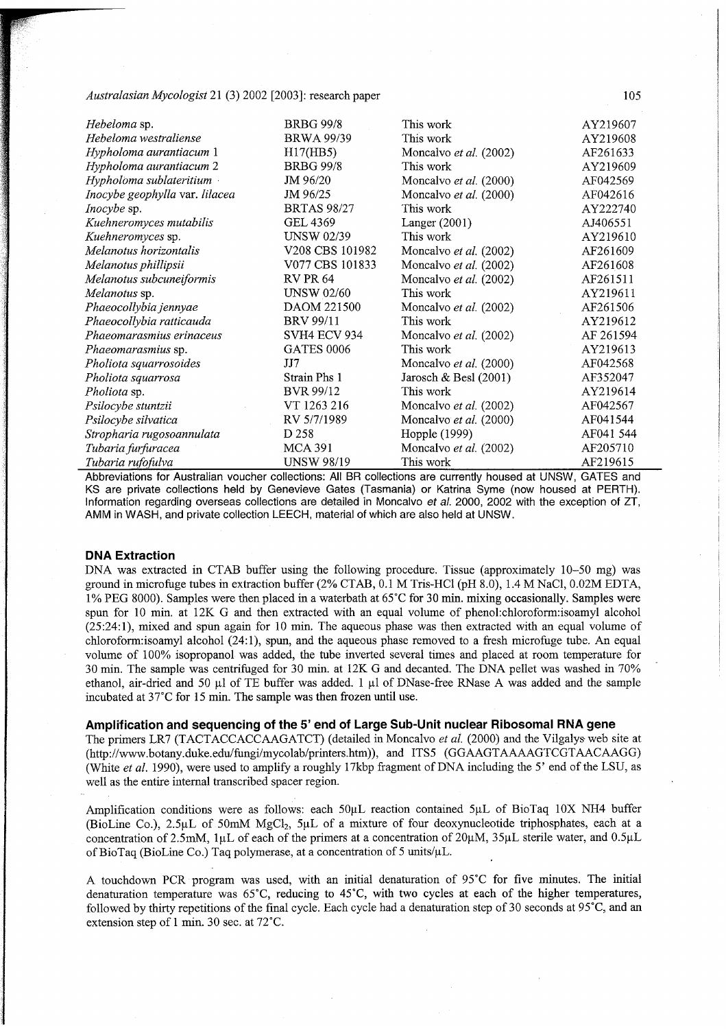| | | | |
|---|---|---|---|
| *Hebeloma* sp. | BRBG 99/8 | This work | AY219607 |
| *Hebeloma westraliense* | BRWA 99/39 | This work | AY219608 |
| *Hypholoma aurantiacum* 1 | H17(HB5) | Moncalvo *et al.* (2002) | AF261633 |
| *Hypholoma aurantiacum* 2 | BRBG 99/8 | This work | AY219609 |
| *Hypholoma sublateritium* | JM 96/20 | Moncalvo *et al.* (2000) | AF042569 |
| *Inocybe geophylla* var. *lilacea* | JM 96/25 | Moncalvo *et al.* (2000) | AF042616 |
| *Inocybe* sp. | BRTAS 98/27 | This work | AY222740 |
| *Kuehneromyces mutabilis* | GEL 4369 | Langer (2001) | AJ406551 |
| *Kuehneromyces* sp. | UNSW 02/39 | This work | AY219610 |
| *Melanotus horizontalis* | V208 CBS 101982 | Moncalvo *et al.* (2002) | AF261609 |
| *Melanotus phillipsii* | V077 CBS 101833 | Moncalvo *et al.* (2002) | AF261608 |
| *Melanotus subcuneiformis* | RV PR 64 | Moncalvo *et al.* (2002) | AF261511 |
| *Melanotus* sp. | UNSW 02/60 | This work | AY219611 |
| *Phaeocollybia jennyae* | DAOM 221500 | Moncalvo *et al.* (2002) | AF261506 |
| *Phaeocollybia ratticauda* | BRV 99/11 | This work | AY219612 |
| *Phaeomarasmius erinaceus* | SVH4 ECV 934 | Moncalvo *et al.* (2002) | AF 261594 |
| *Phaeomarasmius* sp. | GATES 0006 | This work | AY219613 |
| *Pholiota squarrosoides* | JJ7 | Moncalvo *et al.* (2000) | AF042568 |
| *Pholiota squarrosa* | Strain Phs 1 | Jarosch & Besl (2001) | AF352047 |
| *Pholiota* sp. | BVR 99/12 | This work | AY219614 |
| *Psilocybe stuntzii* | VT 1263 216 | Moncalvo *et al.* (2002) | AF042567 |
| *Psilocybe silvatica* | RV 5/7/1989 | Moncalvo *et al.* (2000) | AF041544 |
| *Stropharia rugosoannulata* | D 258 | Hopple (1999) | AF041 544 |
| *Tubaria furfuracea* | MCA 391 | Moncalvo *et al.* (2002) | AF205710 |
| *Tubaria rufofulva* | UNSW 98/19 | This work | AF219615 |

Abbreviations for Australian voucher collections: All BR collections are currently housed at UNSW, GATES and KS are private collections held by Genevieve Gates (Tasmania) or Katrina Syme (now housed at PERTH). Information regarding overseas collections are detailed in Moncalvo *et al.* 2000, 2002 with the exception of ZT, AMM in WASH, and private collection LEECH, material of which are also held at UNSW.

## DNA Extraction

DNA was extracted in CTAB buffer using the following procedure. Tissue (approximately 10–50 mg) was ground in microfuge tubes in extraction buffer (2% CTAB, 0.1 M Tris-HCl (pH 8.0), 1.4 M NaCl, 0.02M EDTA, 1% PEG 8000). Samples were then placed in a waterbath at 65°C for 30 min. mixing occasionally. Samples were spun for 10 min. at 12K G and then extracted with an equal volume of phenol:chloroform:isoamyl alcohol (25:24:1), mixed and spun again for 10 min. The aqueous phase was then extracted with an equal volume of chloroform:isoamyl alcohol (24:1), spun, and the aqueous phase removed to a fresh microfuge tube. An equal volume of 100% isopropanol was added, the tube inverted several times and placed at room temperature for 30 min. The sample was centrifuged for 30 min. at 12K G and decanted. The DNA pellet was washed in 70% ethanol, air-dried and 50 µl of TE buffer was added. 1 µl of DNase-free RNase A was added and the sample incubated at 37°C for 15 min. The sample was then frozen until use.

## Amplification and sequencing of the 5' end of Large Sub-Unit nuclear Ribosomal RNA gene

The primers LR7 (TACTACCACCAAGATCT) (detailed in Moncalvo *et al.* (2000) and the Vilgalys web site at (http://www.botany.duke.edu/fungi/mycolab/printers.htm)), and ITS5 (GGAAGTAAAAGTCGTAACAAGG) (White *et al.* 1990), were used to amplify a roughly 17kbp fragment of DNA including the 5' end of the LSU, as well as the entire internal transcribed spacer region.

Amplification conditions were as follows: each 50µL reaction contained 5µL of BioTaq 10X NH4 buffer (BioLine Co.), 2.5µL of 50mM $MgCl_2$, 5µL of a mixture of four deoxynucleotide triphosphates, each at a concentration of 2.5mM, 1µL of each of the primers at a concentration of 20µM, 35µL sterile water, and 0.5µL of BioTaq (BioLine Co.) Taq polymerase, at a concentration of 5 units/µL.

A touchdown PCR program was used, with an initial denaturation of 95°C for five minutes. The initial denaturation temperature was 65°C, reducing to 45°C, with two cycles at each of the higher temperatures, followed by thirty repetitions of the final cycle. Each cycle had a denaturation step of 30 seconds at 95°C, and an extension step of 1 min. 30 sec. at 72°C.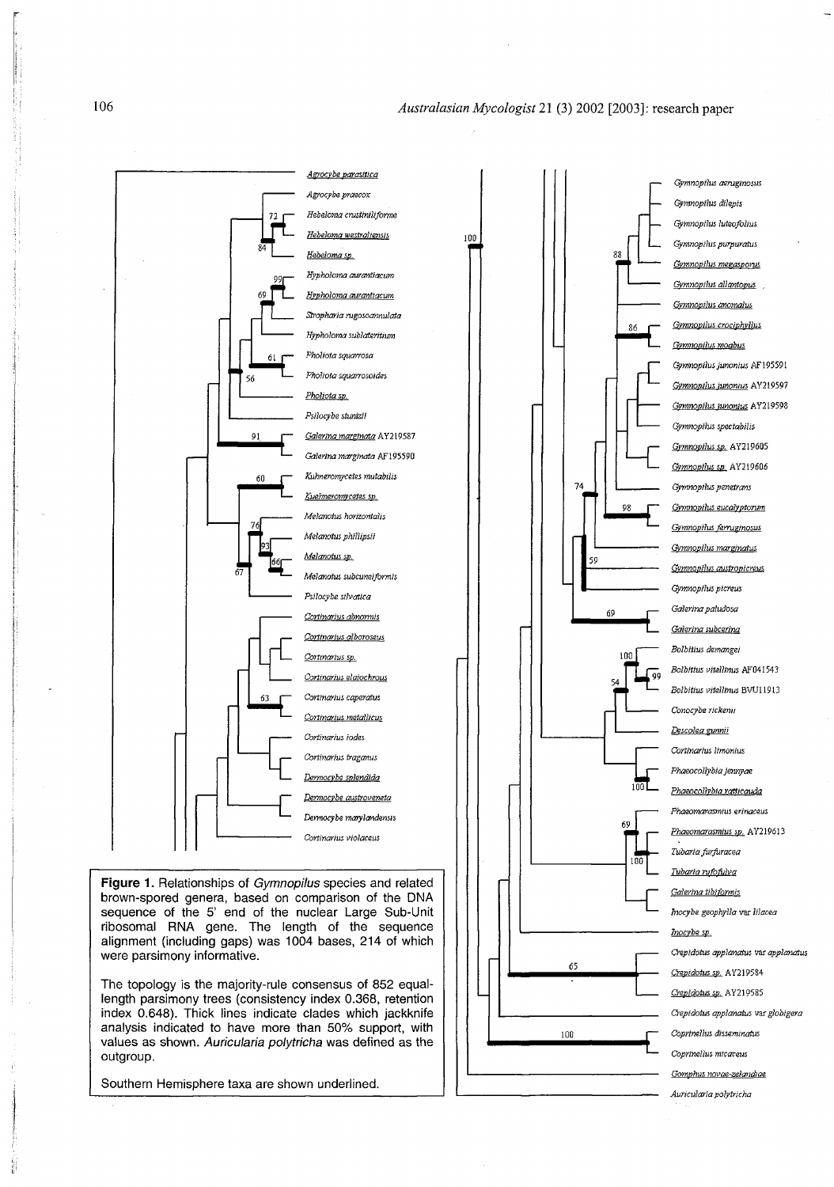**Figure 1.** Relationships of *Gymnopilus* species and related brown-spored genera, based on comparison of the DNA sequence of the 5' end of the nuclear Large Sub-Unit ribosomal RNA gene. The length of the sequence alignment (including gaps) was 1004 bases, 214 of which were parsimony informative.

The topology is the majority-rule consensus of 852 equal-length parsimony trees (consistency index 0.368, retention index 0.648). Thick lines indicate clades which jackknife analysis indicated to have more than 50% support, with values as shown. *Auricularia polytricha* was defined as the outgroup.

Southern Hemisphere taxa are shown underlined.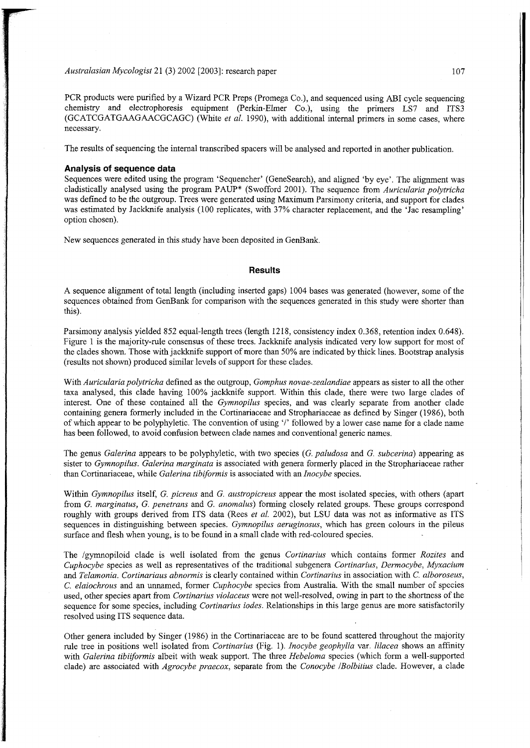PCR products were purified by a Wizard PCR Preps (Promega Co.), and sequenced using ABI cycle sequencing chemistry and electrophoresis equipment (Perkin-Elmer Co.), using the primers LS7 and ITS3 (GCATCGATGAAGAACGCAGC) (White *et al.* 1990), with additional internal primers in some cases, where necessary.

The results of sequencing the internal transcribed spacers will be analysed and reported in another publication.

### Analysis of sequence data

Sequences were edited using the program 'Sequencher' (GeneSearch), and aligned 'by eye'. The alignment was cladistically analysed using the program PAUP* (Swofford 2001). The sequence from *Auricularia polytricha* was defined to be the outgroup. Trees were generated using Maximum Parsimony criteria, and support for clades was estimated by Jackknife analysis (100 replicates, with 37% character replacement, and the 'Jac resampling' option chosen).

New sequences generated in this study have been deposited in GenBank.

## Results

A sequence alignment of total length (including inserted gaps) 1004 bases was generated (however, some of the sequences obtained from GenBank for comparison with the sequences generated in this study were shorter than this).

Parsimony analysis yielded 852 equal-length trees (length 1218, consistency index 0.368, retention index 0.648). Figure 1 is the majority-rule consensus of these trees. Jackknife analysis indicated very low support for most of the clades shown. Those with jackknife support of more than 50% are indicated by thick lines. Bootstrap analysis (results not shown) produced similar levels of support for these clades.

With *Auricularia polytricha* defined as the outgroup, *Gomphus novae-zealandiae* appears as sister to all the other taxa analysed, this clade having 100% jackknife support. Within this clade, there were two large clades of interest. One of these contained all the *Gymnopilus* species, and was clearly separate from another clade containing genera formerly included in the Cortinariaceae and Strophariaceae as defined by Singer (1986), both of which appear to be polyphyletic. The convention of using '/' followed by a lower case name for a clade name has been followed, to avoid confusion between clade names and conventional generic names.

The genus *Galerina* appears to be polyphyletic, with two species (*G. paludosa* and *G. subcerina*) appearing as sister to *Gymnopilus*. *Galerina marginata* is associated with genera formerly placed in the Strophariaceae rather than Cortinariaceae, while *Galerina tibiformis* is associated with an *Inocybe* species.

Within *Gymnopilus* itself, *G. picreus* and *G. austropicreus* appear the most isolated species, with others (apart from *G. marginatus*, *G. penetrans* and *G. anomalus*) forming closely related groups. These groups correspond roughly with groups derived from ITS data (Rees *et al.* 2002), but LSU data was not as informative as ITS sequences in distinguishing between species. *Gymnopilus aeruginosus*, which has green colours in the pileus surface and flesh when young, is to be found in a small clade with red-coloured species.

The /gymnopiloid clade is well isolated from the genus *Cortinarius* which contains former *Rozites* and *Cuphocybe* species as well as representatives of the traditional subgenera *Cortinarius*, *Dermocybe*, *Myxacium* and *Telamonia*. *Cortinariaus abnormis* is clearly contained within *Cortinarius* in association with *C. alboroseus*, *C. elaiochrous* and an unnamed, former *Cuphocybe* species from Australia. With the small number of species used, other species apart from *Cortinarius violaceus* were not well-resolved, owing in part to the shortness of the sequence for some species, including *Cortinarius iodes*. Relationships in this large genus are more satisfactorily resolved using ITS sequence data.

Other genera included by Singer (1986) in the Cortinariaceae are to be found scattered throughout the majority rule tree in positions well isolated from *Cortinarius* (Fig. 1). *Inocybe geophylla* var. *lilacea* shows an affinity with *Galerina tibiiformis* albeit with weak support. The three *Hebeloma* species (which form a well-supported clade) are associated with *Agrocybe praecox*, separate from the *Conocybe* /*Bolbitius* clade. However, a clade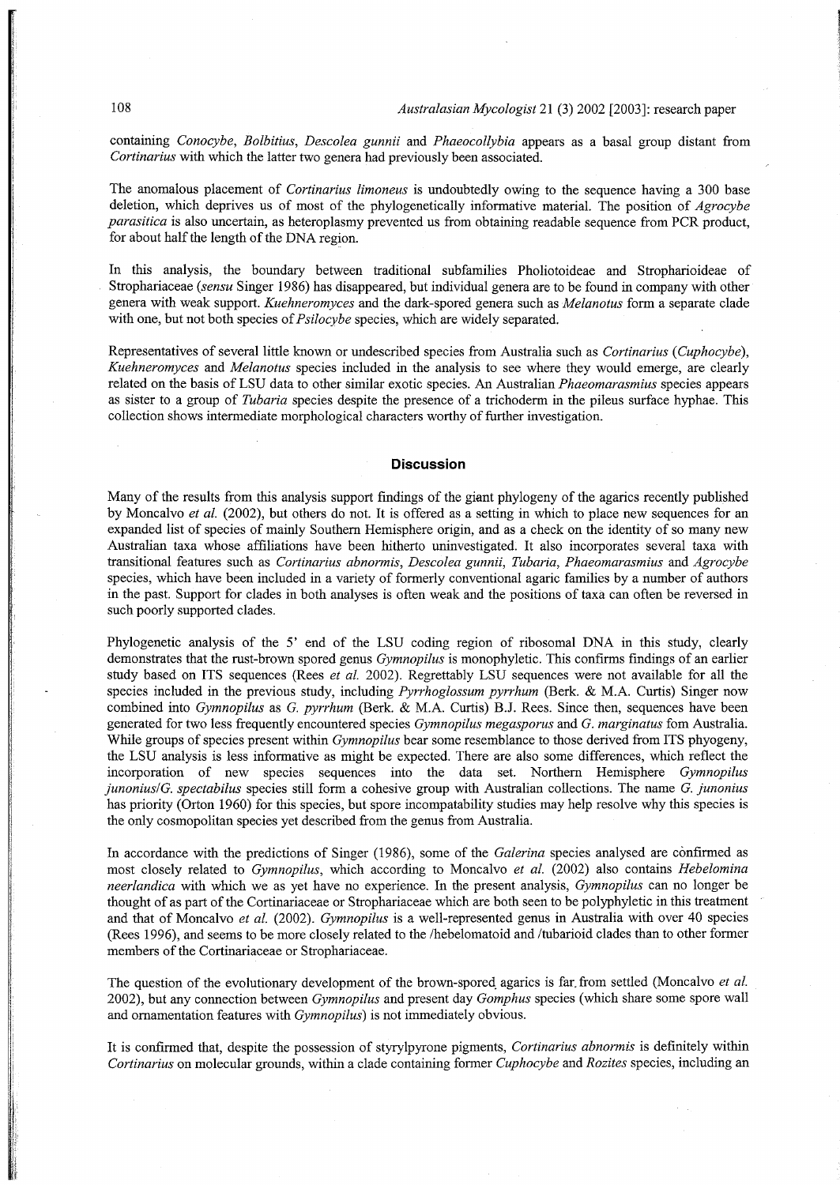containing *Conocybe*, *Bolbitius*, *Descolea gunnii* and *Phaeocollybia* appears as a basal group distant from *Cortinarius* with which the latter two genera had previously been associated.

The anomalous placement of *Cortinarius limoneus* is undoubtedly owing to the sequence having a 300 base deletion, which deprives us of most of the phylogenetically informative material. The position of *Agrocybe parasitica* is also uncertain, as heteroplasmy prevented us from obtaining readable sequence from PCR product, for about half the length of the DNA region.

In this analysis, the boundary between traditional subfamilies Pholiotoideae and Strophariodeae of Strophariaceae (*sensu* Singer 1986) has disappeared, but individual genera are to be found in company with other genera with weak support. *Kuehneromyces* and the dark-spored genera such as *Melanotus* form a separate clade with one, but not both species of *Psilocybe* species, which are widely separated.

Representatives of several little known or undescribed species from Australia such as *Cortinarius* (*Cuphocybe*), *Kuehneromyces* and *Melanotus* species included in the analysis to see where they would emerge, are clearly related on the basis of LSU data to other similar exotic species. An Australian *Phaeomarasmius* species appears as sister to a group of *Tubaria* species despite the presence of a trichoderm in the pileus surface hyphae. This collection shows intermediate morphological characters worthy of further investigation.

## Discussion

Many of the results from this analysis support findings of the giant phylogeny of the agarics recently published by Moncalvo *et al.* (2002), but others do not. It is offered as a setting in which to place new sequences for an expanded list of species of mainly Southern Hemisphere origin, and as a check on the identity of so many new Australian taxa whose affiliations have been hitherto uninvestigated. It also incorporates several taxa with transitional features such as *Cortinarius abnormis*, *Descolea gunnii*, *Tubaria*, *Phaeomarasmius* and *Agrocybe* species, which have been included in a variety of formerly conventional agaric families by a number of authors in the past. Support for clades in both analyses is often weak and the positions of taxa can often be reversed in such poorly supported clades.

Phylogenetic analysis of the 5' end of the LSU coding region of ribosomal DNA in this study, clearly demonstrates that the rust-brown spored genus *Gymnopilus* is monophyletic. This confirms findings of an earlier study based on ITS sequences (Rees *et al.* 2002). Regrettably LSU sequences were not available for all the species included in the previous study, including *Pyrrhoglossum pyrrhum* (Berk. & M.A. Curtis) Singer now combined into *Gymnopilus* as *G. pyrrhum* (Berk. & M.A. Curtis) B.J. Rees. Since then, sequences have been generated for two less frequently encountered species *Gymnopilus megasporus* and *G. marginatus* fom Australia. While groups of species present within *Gymnopilus* bear some resemblance to those derived from ITS phyogeny, the LSU analysis is less informative as might be expected. There are also some differences, which reflect the incorporation of new species sequences into the data set. Northern Hemisphere *Gymnopilus junonius*/*G. spectabilus* species still form a cohesive group with Australian collections. The name *G. junonius* has priority (Orton 1960) for this species, but spore incompatability studies may help resolve why this species is the only cosmopolitan species yet described from the genus from Australia.

In accordance with the predictions of Singer (1986), some of the *Galerina* species analysed are confirmed as most closely related to *Gymnopilus*, which according to Moncalvo *et al.* (2002) also contains *Hebelomina neerlandica* with which we as yet have no experience. In the present analysis, *Gymnopilus* can no longer be thought of as part of the Cortinariaceae or Strophariaceae which are both seen to be polyphyletic in this treatment and that of Moncalvo *et al.* (2002). *Gymnopilus* is a well-represented genus in Australia with over 40 species (Rees 1996), and seems to be more closely related to the /hebelomatoid and /tubarioid clades than to other former members of the Cortinariaceae or Strophariaceae.

The question of the evolutionary development of the brown-spored agarics is far from settled (Moncalvo *et al.* 2002), but any connection between *Gymnopilus* and present day *Gomphus* species (which share some spore wall and ornamentation features with *Gymnopilus*) is not immediately obvious.

It is confirmed that, despite the possession of styrylpyrone pigments, *Cortinarius abnormis* is definitely within *Cortinarius* on molecular grounds, within a clade containing former *Cuphocybe* and *Rozites* species, including an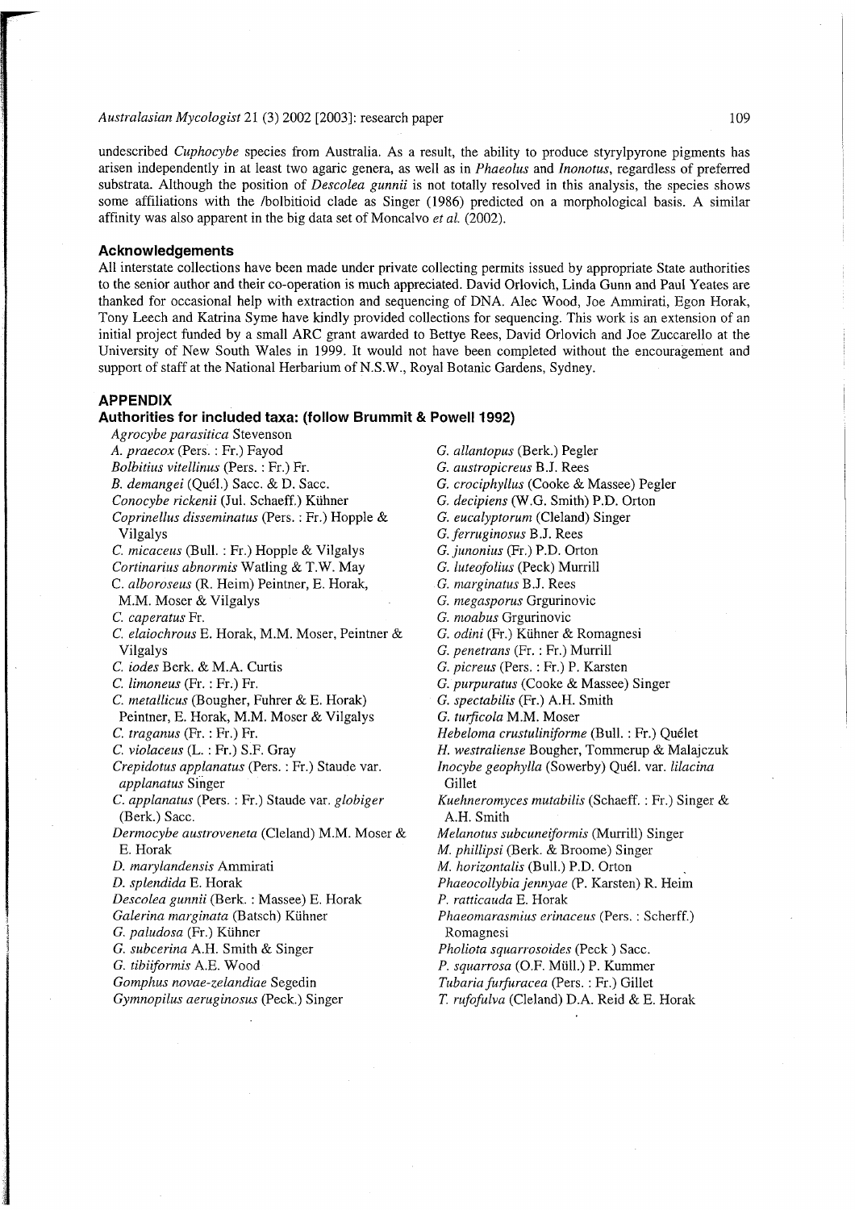undescribed *Cuphocybe* species from Australia. As a result, the ability to produce styrylpyrone pigments has arisen independently in at least two agaric genera, as well as in *Phaeolus* and *Inonotus*, regardless of preferred substrata. Although the position of *Descolea gunnii* is not totally resolved in this analysis, the species shows some affiliations with the /bolbitioid clade as Singer (1986) predicted on a morphological basis. A similar affinity was also apparent in the big data set of Moncalvo *et al.* (2002).

## Acknowledgements

All interstate collections have been made under private collecting permits issued by appropriate State authorities to the senior author and their co-operation is much appreciated. David Orlovich, Linda Gunn and Paul Yeates are thanked for occasional help with extraction and sequencing of DNA. Alec Wood, Joe Ammirati, Egon Horak, Tony Leech and Katrina Syme have kindly provided collections for sequencing. This work is an extension of an initial project funded by a small ARC grant awarded to Bettye Rees, David Orlovich and Joe Zuccarello at the University of New South Wales in 1999. It would not have been completed without the encouragement and support of staff at the National Herbarium of N.S.W., Royal Botanic Gardens, Sydney.

## APPENDIX

### Authorities for included taxa: (follow Brummit & Powell 1992)

*Agrocybe parasitica* Stevenson
*A. praecox* (Pers. : Fr.) Fayod
*Bolbitius vitellinus* (Pers. : Fr.) Fr.
*B. demangei* (Quél.) Sacc. & D. Sacc.
*Conocybe rickenii* (Jul. Schaeff.) Kühner
*Coprinellus disseminatus* (Pers. : Fr.) Hopple & Vilgalys
*C. micaceus* (Bull. : Fr.) Hopple & Vilgalys
*Cortinarius abnormis* Watling & T.W. May
*C. alboroseus* (R. Heim) Peintner, E. Horak, M.M. Moser & Vilgalys
*C. caperatus* Fr.
*C. elaiochrous* E. Horak, M.M. Moser, Peintner & Vilgalys
*C. iodes* Berk. & M.A. Curtis
*C. limoneus* (Fr. : Fr.) Fr.
*C. metallicus* (Bougher, Fuhrer & E. Horak) Peintner, E. Horak, M.M. Moser & Vilgalys
*C. traganus* (Fr. : Fr.) Fr.
*C. violaceus* (L. : Fr.) S.F. Gray
*Crepidotus applanatus* (Pers. : Fr.) Staude var. *applanatus* Singer
*C. applanatus* (Pers. : Fr.) Staude var. *globiger* (Berk.) Sacc.
*Dermocybe austroveneta* (Cleland) M.M. Moser & E. Horak
*D. marylandensis* Ammirati
*D. splendida* E. Horak
*Descolea gunnii* (Berk. : Massee) E. Horak
*Galerina marginata* (Batsch) Kühner
*G. paludosa* (Fr.) Kühner
*G. subcerina* A.H. Smith & Singer
*G. tibiiformis* A.E. Wood
*Gomphus novae-zelandiae* Segedin
*Gymnopilus aeruginosus* (Peck.) Singer
*G. allantopus* (Berk.) Pegler
*G. austropicreus* B.J. Rees
*G. crociphyllus* (Cooke & Massee) Pegler
*G. decipiens* (W.G. Smith) P.D. Orton
*G. eucalyptorum* (Cleland) Singer
*G. ferruginosus* B.J. Rees
*G. junonius* (Fr.) P.D. Orton
*G. luteofolius* (Peck) Murrill
*G. marginatus* B.J. Rees
*G. megasporus* Grgurinovic
*G. moabus* Grgurinovic
*G. odini* (Fr.) Kühner & Romagnesi
*G. penetrans* (Fr. : Fr.) Murrill
*G. picreus* (Pers. : Fr.) P. Karsten
*G. purpuratus* (Cooke & Massee) Singer
*G. spectabilis* (Fr.) A.H. Smith
*G. turficola* M.M. Moser
*Hebeloma crustuliniforme* (Bull. : Fr.) Quélet
*H. westraliense* Bougher, Tommerup & Malajczuk
*Inocybe geophylla* (Sowerby) Quél. var. *lilacina* Gillet
*Kuehneromyces mutabilis* (Schaeff. : Fr.) Singer & A.H. Smith
*Melanotus subcuneiformis* (Murrill) Singer
*M. phillipsi* (Berk. & Broome) Singer
*M. horizontalis* (Bull.) P.D. Orton
*Phaeocollybia jennyae* (P. Karsten) R. Heim
*P. ratticauda* E. Horak
*Phaeomarasmius erinaceus* (Pers. : Scherff.) Romagnesi
*Pholiota squarrosoides* (Peck ) Sacc.
*P. squarrosa* (O.F. Müll.) P. Kummer
*Tubaria furfuracea* (Pers. : Fr.) Gillet
*T. rufofulva* (Cleland) D.A. Reid & E. Horak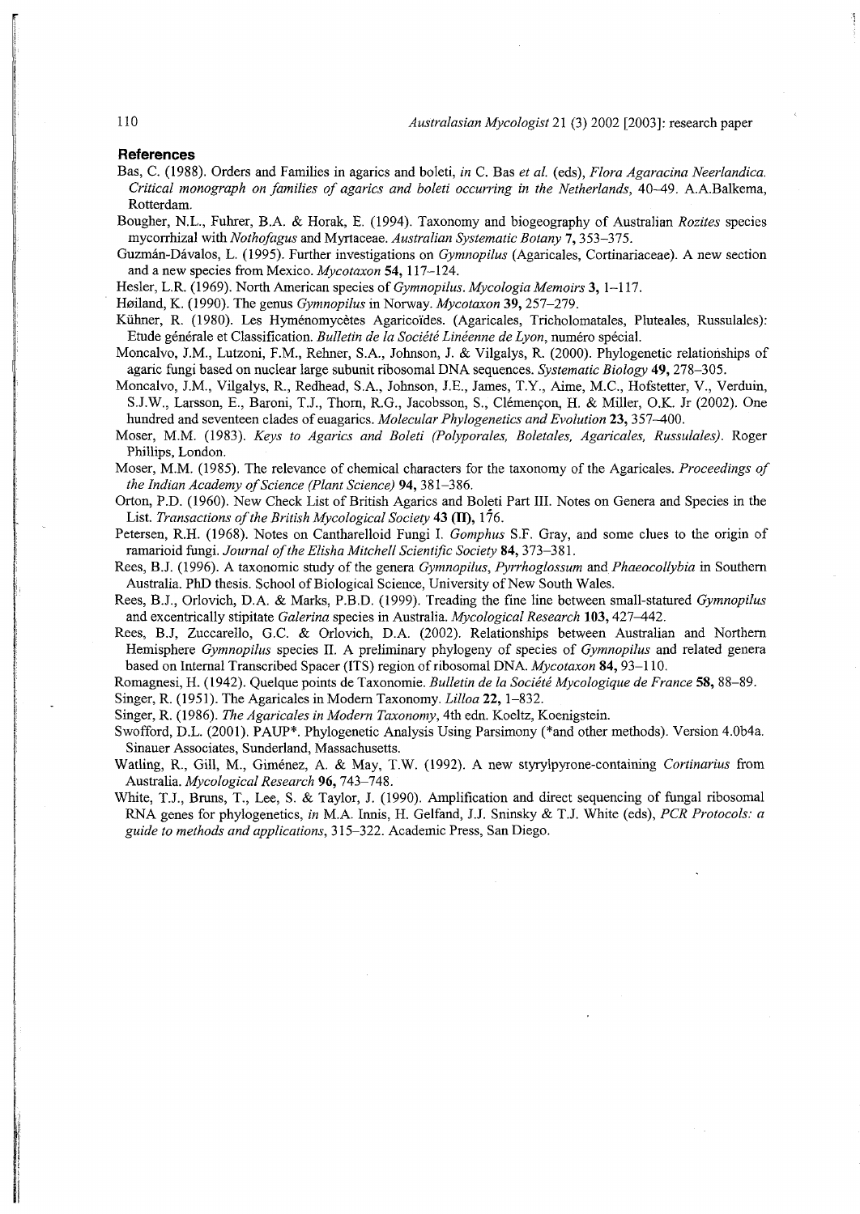## References

Bas, C. (1988). Orders and Families in agarics and boleti, *in* C. Bas *et al.* (eds), *Flora Agaracina Neerlandica. Critical monograph on families of agarics and boleti occurring in the Netherlands*, 40–49. A.A.Balkema, Rotterdam.

Bougher, N.L., Fuhrer, B.A. & Horak, E. (1994). Taxonomy and biogeography of Australian *Rozites* species mycorrhizal with *Nothofagus* and Myrtaceae. *Australian Systematic Botany* **7**, 353–375.

Guzmán-Dávalos, L. (1995). Further investigations on *Gymnopilus* (Agaricales, Cortinariaceae). A new section and a new species from Mexico. *Mycotaxon* **54**, 117–124.

Hesler, L.R. (1969). North American species of *Gymnopilus*. *Mycologia Memoirs* **3**, 1–117.

Høiland, K. (1990). The genus *Gymnopilus* in Norway. *Mycotaxon* **39**, 257–279.

Kühner, R. (1980). Les Hyménomycètes Agaricoïdes. (Agaricales, Tricholomatales, Pluteales, Russulales): Etude générale et Classification. *Bulletin de la Société Linéenne de Lyon*, numéro spécial.

Moncalvo, J.M., Lutzoni, F.M., Rehner, S.A., Johnson, J. & Vilgalys, R. (2000). Phylogenetic relationships of agaric fungi based on nuclear large subunit ribosomal DNA sequences. *Systematic Biology* **49**, 278–305.

Moncalvo, J.M., Vilgalys, R., Redhead, S.A., Johnson, J.E., James, T.Y., Aime, M.C., Hofstetter, V., Verduin, S.J.W., Larsson, E., Baroni, T.J., Thorn, R.G., Jacobsson, S., Clémençon, H. & Miller, O.K. Jr (2002). One hundred and seventeen clades of euagarics. *Molecular Phylogenetics and Evolution* **23**, 357–400.

Moser, M.M. (1983). *Keys to Agarics and Boleti (Polyporales, Boletales, Agaricales, Russulales)*. Roger Phillips, London.

Moser, M.M. (1985). The relevance of chemical characters for the taxonomy of the Agaricales. *Proceedings of the Indian Academy of Science (Plant Science)* **94**, 381–386.

Orton, P.D. (1960). New Check List of British Agarics and Boleti Part III. Notes on Genera and Species in the List. *Transactions of the British Mycological Society* **43 (II)**, 176.

Petersen, R.H. (1968). Notes on Cantharelloid Fungi I. *Gomphus* S.F. Gray, and some clues to the origin of ramarioid fungi. *Journal of the Elisha Mitchell Scientific Society* **84**, 373–381.

Rees, B.J. (1996). A taxonomic study of the genera *Gymnopilus*, *Pyrrhoglossum* and *Phaeocollybia* in Southern Australia. PhD thesis. School of Biological Science, University of New South Wales.

Rees, B.J., Orlovich, D.A. & Marks, P.B.D. (1999). Treading the fine line between small-statured *Gymnopilus* and excentrically stipitate *Galerina* species in Australia. *Mycological Research* **103**, 427–442.

Rees, B.J, Zuccarello, G.C. & Orlovich, D.A. (2002). Relationships between Australian and Northern Hemisphere *Gymnopilus* species II. A preliminary phylogeny of species of *Gymnopilus* and related genera based on Internal Transcribed Spacer (ITS) region of ribosomal DNA. *Mycotaxon* **84**, 93–110.

Romagnesi, H. (1942). Quelque points de Taxonomie. *Bulletin de la Société Mycologique de France* **58**, 88–89.

Singer, R. (1951). The Agaricales in Modern Taxonomy. *Lilloa* **22**, 1–832.

Singer, R. (1986). *The Agaricales in Modern Taxonomy*, 4th edn. Koeltz, Koenigstein.

Swofford, D.L. (2001). PAUP*. Phylogenetic Analysis Using Parsimony (*and other methods). Version 4.0b4a. Sinauer Associates, Sunderland, Massachusetts.

Watling, R., Gill, M., Giménez, A. & May, T.W. (1992). A new styrylpyrone-containing *Cortinarius* from Australia. *Mycological Research* **96**, 743–748.

White, T.J., Bruns, T., Lee, S. & Taylor, J. (1990). Amplification and direct sequencing of fungal ribosomal RNA genes for phylogenetics, *in* M.A. Innis, H. Gelfand, J.J. Sninsky & T.J. White (eds), *PCR Protocols: a guide to methods and applications*, 315–322. Academic Press, San Diego.